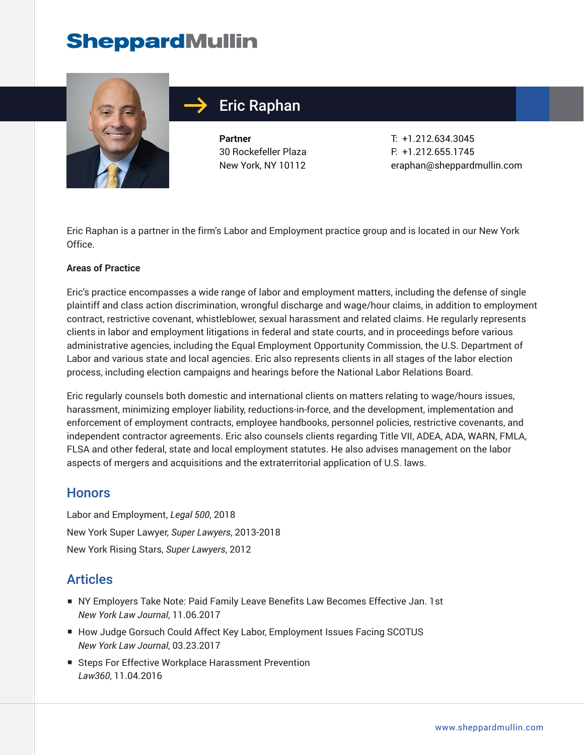# Eric Raphan

**Partner**
30 Rockefeller Plaza
New York, NY 10112

T: +1.212.634.3045
F: +1.212.655.1745
eraphan@sheppardmullin.com

Eric Raphan is a partner in the firm's Labor and Employment practice group and is located in our New York Office.

**Areas of Practice**

Eric's practice encompasses a wide range of labor and employment matters, including the defense of single plaintiff and class action discrimination, wrongful discharge and wage/hour claims, in addition to employment contract, restrictive covenant, whistleblower, sexual harassment and related claims. He regularly represents clients in labor and employment litigations in federal and state courts, and in proceedings before various administrative agencies, including the Equal Employment Opportunity Commission, the U.S. Department of Labor and various state and local agencies. Eric also represents clients in all stages of the labor election process, including election campaigns and hearings before the National Labor Relations Board.

Eric regularly counsels both domestic and international clients on matters relating to wage/hours issues, harassment, minimizing employer liability, reductions-in-force, and the development, implementation and enforcement of employment contracts, employee handbooks, personnel policies, restrictive covenants, and independent contractor agreements. Eric also counsels clients regarding Title VII, ADEA, ADA, WARN, FMLA, FLSA and other federal, state and local employment statutes. He also advises management on the labor aspects of mergers and acquisitions and the extraterritorial application of U.S. laws.

## Honors

Labor and Employment, *Legal 500*, 2018

New York Super Lawyer, *Super Lawyers*, 2013-2018

New York Rising Stars, *Super Lawyers*, 2012

## Articles

- NY Employers Take Note: Paid Family Leave Benefits Law Becomes Effective Jan. 1st
  *New York Law Journal*, 11.06.2017
- How Judge Gorsuch Could Affect Key Labor, Employment Issues Facing SCOTUS
  *New York Law Journal*, 03.23.2017
- Steps For Effective Workplace Harassment Prevention
  *Law360*, 11.04.2016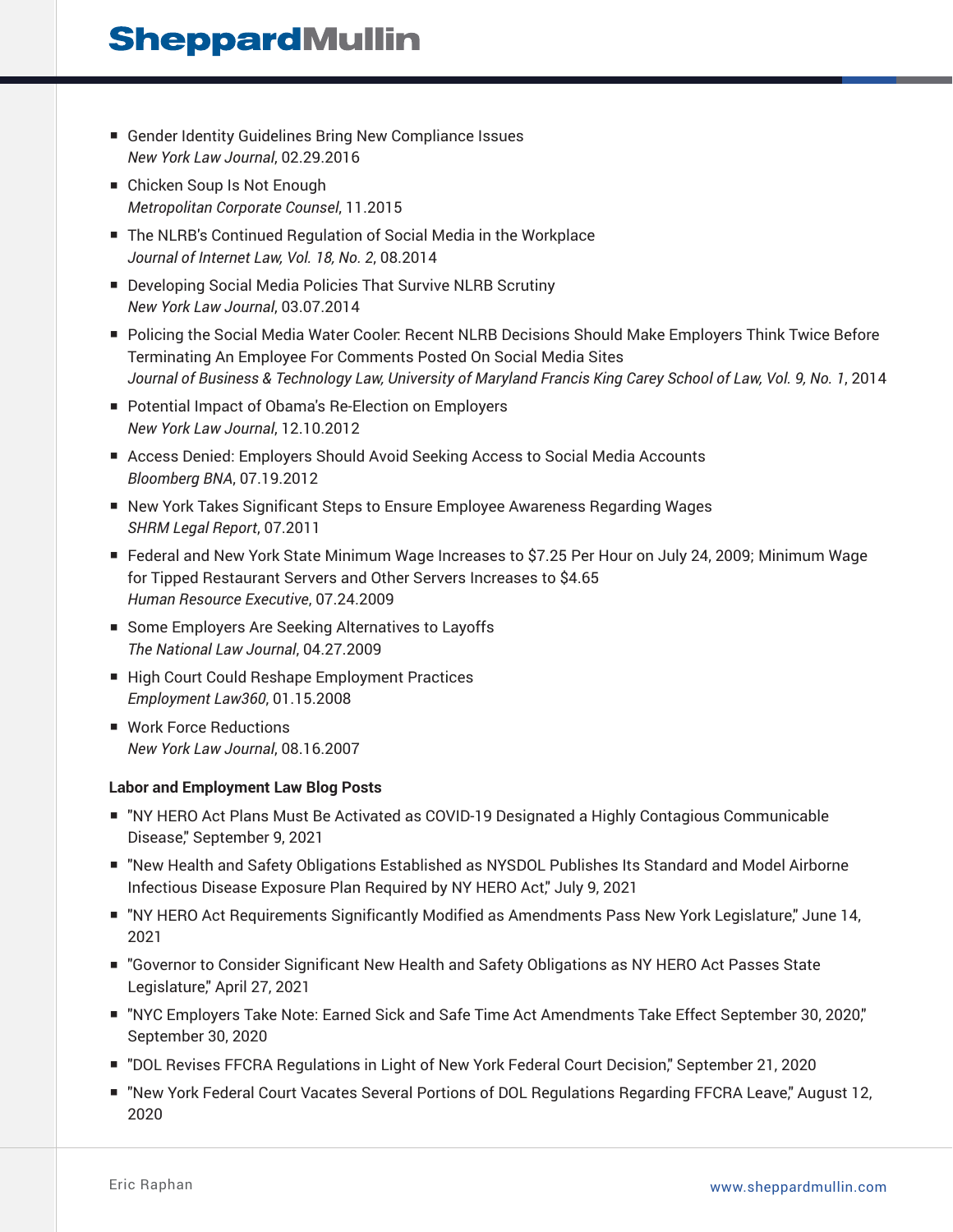- Gender Identity Guidelines Bring New Compliance Issues
  *New York Law Journal*, 02.29.2016
- Chicken Soup Is Not Enough
  *Metropolitan Corporate Counsel*, 11.2015
- The NLRB's Continued Regulation of Social Media in the Workplace
  *Journal of Internet Law, Vol. 18, No. 2*, 08.2014
- Developing Social Media Policies That Survive NLRB Scrutiny
  *New York Law Journal*, 03.07.2014
- Policing the Social Media Water Cooler: Recent NLRB Decisions Should Make Employers Think Twice Before Terminating An Employee For Comments Posted On Social Media Sites
  *Journal of Business & Technology Law, University of Maryland Francis King Carey School of Law, Vol. 9, No. 1*, 2014
- Potential Impact of Obama's Re-Election on Employers
  *New York Law Journal*, 12.10.2012
- Access Denied: Employers Should Avoid Seeking Access to Social Media Accounts
  *Bloomberg BNA*, 07.19.2012
- New York Takes Significant Steps to Ensure Employee Awareness Regarding Wages
  *SHRM Legal Report*, 07.2011
- Federal and New York State Minimum Wage Increases to $7.25 Per Hour on July 24, 2009; Minimum Wage for Tipped Restaurant Servers and Other Servers Increases to $4.65
  *Human Resource Executive*, 07.24.2009
- Some Employers Are Seeking Alternatives to Layoffs
  *The National Law Journal*, 04.27.2009
- High Court Could Reshape Employment Practices
  *Employment Law360*, 01.15.2008
- Work Force Reductions
  *New York Law Journal*, 08.16.2007

**Labor and Employment Law Blog Posts**

- "NY HERO Act Plans Must Be Activated as COVID-19 Designated a Highly Contagious Communicable Disease," September 9, 2021
- "New Health and Safety Obligations Established as NYSDOL Publishes Its Standard and Model Airborne Infectious Disease Exposure Plan Required by NY HERO Act," July 9, 2021
- "NY HERO Act Requirements Significantly Modified as Amendments Pass New York Legislature," June 14, 2021
- "Governor to Consider Significant New Health and Safety Obligations as NY HERO Act Passes State Legislature," April 27, 2021
- "NYC Employers Take Note: Earned Sick and Safe Time Act Amendments Take Effect September 30, 2020," September 30, 2020
- "DOL Revises FFCRA Regulations in Light of New York Federal Court Decision," September 21, 2020
- "New York Federal Court Vacates Several Portions of DOL Regulations Regarding FFCRA Leave," August 12, 2020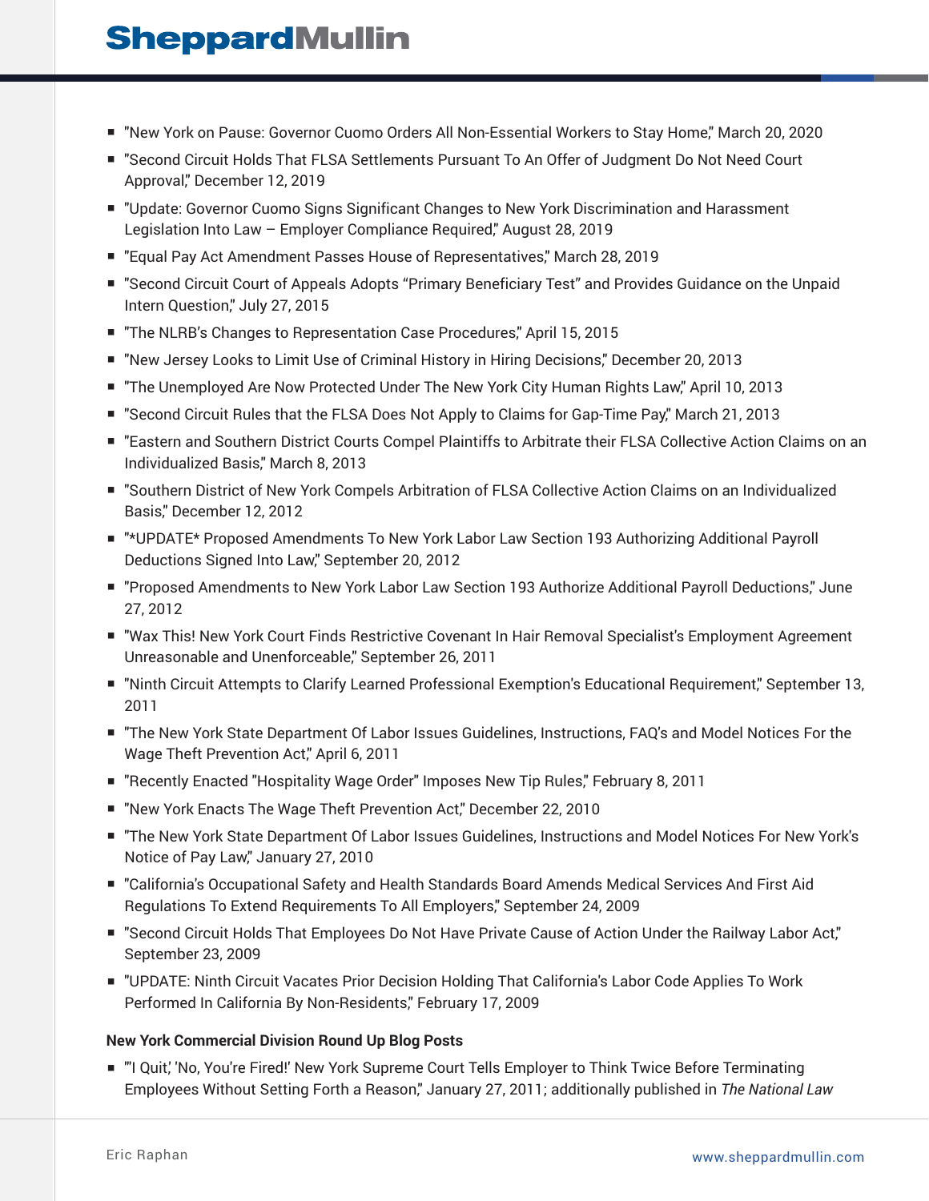- "New York on Pause: Governor Cuomo Orders All Non-Essential Workers to Stay Home," March 20, 2020
- "Second Circuit Holds That FLSA Settlements Pursuant To An Offer of Judgment Do Not Need Court Approval," December 12, 2019
- "Update: Governor Cuomo Signs Significant Changes to New York Discrimination and Harassment Legislation Into Law – Employer Compliance Required," August 28, 2019
- "Equal Pay Act Amendment Passes House of Representatives," March 28, 2019
- "Second Circuit Court of Appeals Adopts "Primary Beneficiary Test" and Provides Guidance on the Unpaid Intern Question," July 27, 2015
- "The NLRB's Changes to Representation Case Procedures," April 15, 2015
- "New Jersey Looks to Limit Use of Criminal History in Hiring Decisions," December 20, 2013
- "The Unemployed Are Now Protected Under The New York City Human Rights Law," April 10, 2013
- "Second Circuit Rules that the FLSA Does Not Apply to Claims for Gap-Time Pay," March 21, 2013
- "Eastern and Southern District Courts Compel Plaintiffs to Arbitrate their FLSA Collective Action Claims on an Individualized Basis," March 8, 2013
- "Southern District of New York Compels Arbitration of FLSA Collective Action Claims on an Individualized Basis," December 12, 2012
- "*UPDATE* Proposed Amendments To New York Labor Law Section 193 Authorizing Additional Payroll Deductions Signed Into Law," September 20, 2012
- "Proposed Amendments to New York Labor Law Section 193 Authorize Additional Payroll Deductions," June 27, 2012
- "Wax This! New York Court Finds Restrictive Covenant In Hair Removal Specialist's Employment Agreement Unreasonable and Unenforceable," September 26, 2011
- "Ninth Circuit Attempts to Clarify Learned Professional Exemption's Educational Requirement," September 13, 2011
- "The New York State Department Of Labor Issues Guidelines, Instructions, FAQ's and Model Notices For the Wage Theft Prevention Act," April 6, 2011
- "Recently Enacted "Hospitality Wage Order" Imposes New Tip Rules," February 8, 2011
- "New York Enacts The Wage Theft Prevention Act," December 22, 2010
- "The New York State Department Of Labor Issues Guidelines, Instructions and Model Notices For New York's Notice of Pay Law," January 27, 2010
- "California's Occupational Safety and Health Standards Board Amends Medical Services And First Aid Regulations To Extend Requirements To All Employers," September 24, 2009
- "Second Circuit Holds That Employees Do Not Have Private Cause of Action Under the Railway Labor Act," September 23, 2009
- "UPDATE: Ninth Circuit Vacates Prior Decision Holding That California's Labor Code Applies To Work Performed In California By Non-Residents," February 17, 2009

**New York Commercial Division Round Up Blog Posts**

- "'I Quit,' 'No, You're Fired!' New York Supreme Court Tells Employer to Think Twice Before Terminating Employees Without Setting Forth a Reason," January 27, 2011; additionally published in *The National Law*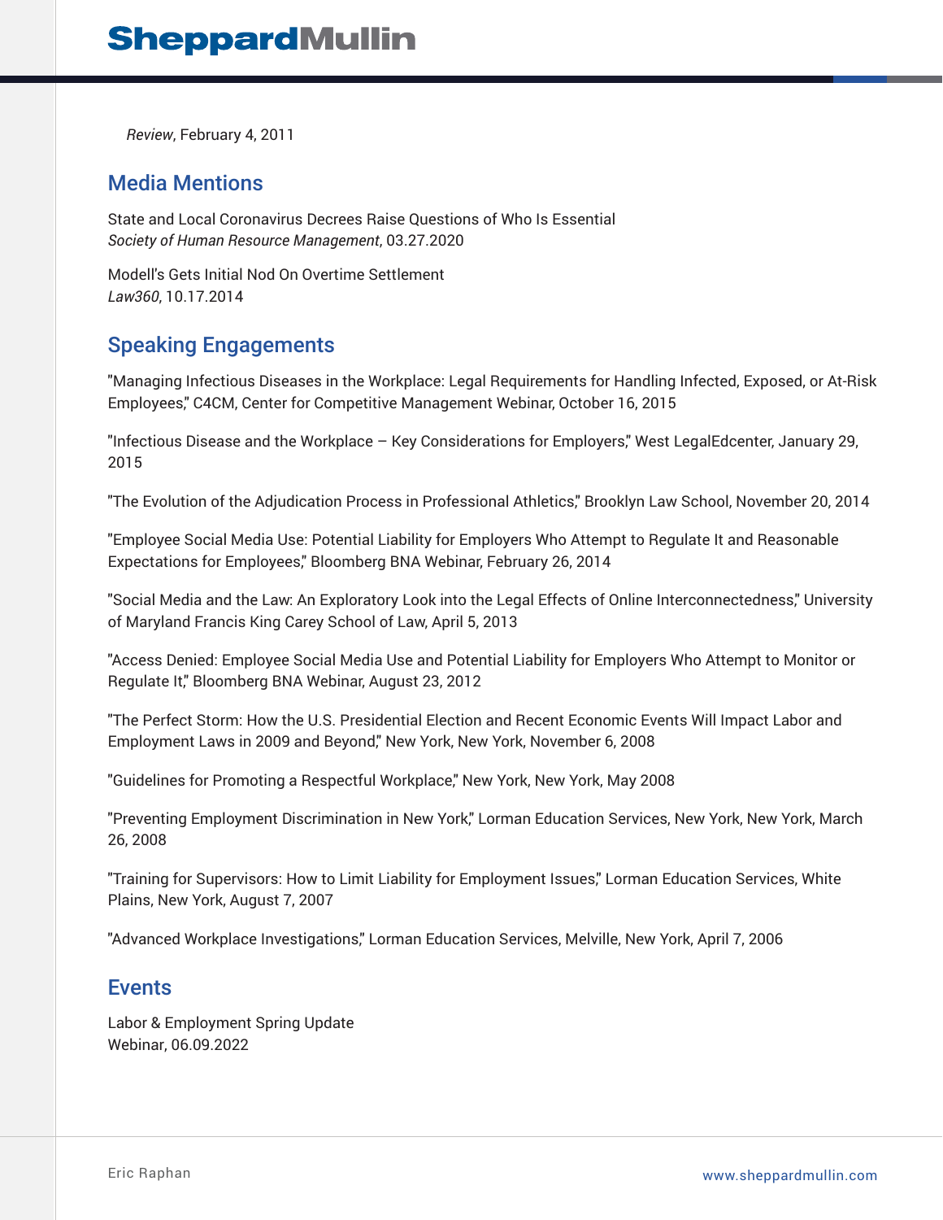*Review*, February 4, 2011

## Media Mentions

State and Local Coronavirus Decrees Raise Questions of Who Is Essential
*Society of Human Resource Management*, 03.27.2020

Modell's Gets Initial Nod On Overtime Settlement
*Law360*, 10.17.2014

## Speaking Engagements

"Managing Infectious Diseases in the Workplace: Legal Requirements for Handling Infected, Exposed, or At-Risk Employees," C4CM, Center for Competitive Management Webinar, October 16, 2015

"Infectious Disease and the Workplace – Key Considerations for Employers," West LegalEdcenter, January 29, 2015

"The Evolution of the Adjudication Process in Professional Athletics," Brooklyn Law School, November 20, 2014

"Employee Social Media Use: Potential Liability for Employers Who Attempt to Regulate It and Reasonable Expectations for Employees," Bloomberg BNA Webinar, February 26, 2014

"Social Media and the Law: An Exploratory Look into the Legal Effects of Online Interconnectedness," University of Maryland Francis King Carey School of Law, April 5, 2013

"Access Denied: Employee Social Media Use and Potential Liability for Employers Who Attempt to Monitor or Regulate It," Bloomberg BNA Webinar, August 23, 2012

"The Perfect Storm: How the U.S. Presidential Election and Recent Economic Events Will Impact Labor and Employment Laws in 2009 and Beyond," New York, New York, November 6, 2008

"Guidelines for Promoting a Respectful Workplace," New York, New York, May 2008

"Preventing Employment Discrimination in New York," Lorman Education Services, New York, New York, March 26, 2008

"Training for Supervisors: How to Limit Liability for Employment Issues," Lorman Education Services, White Plains, New York, August 7, 2007

"Advanced Workplace Investigations," Lorman Education Services, Melville, New York, April 7, 2006

## Events

Labor & Employment Spring Update
Webinar, 06.09.2022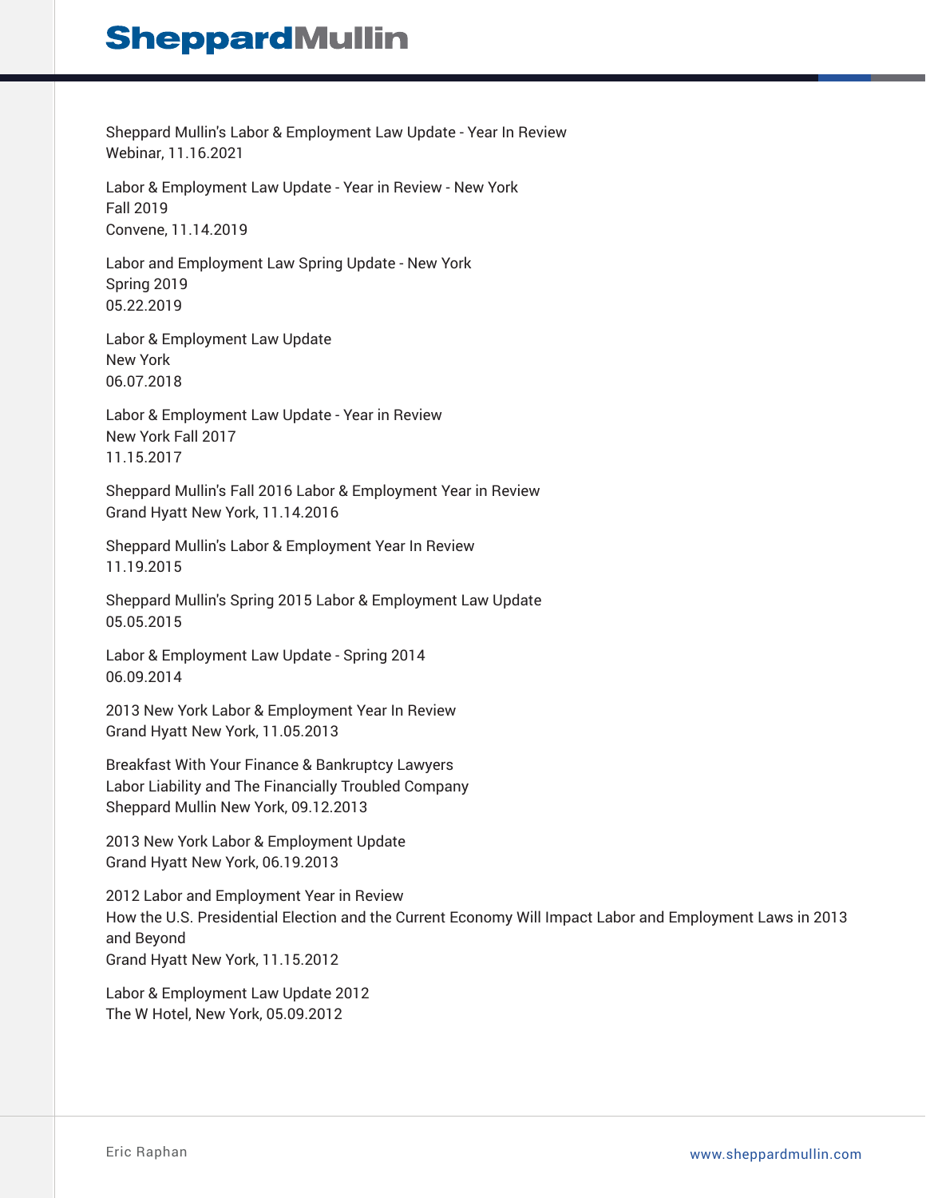Sheppard Mullin's Labor & Employment Law Update - Year In Review
Webinar, 11.16.2021

Labor & Employment Law Update - Year in Review - New York
Fall 2019
Convene, 11.14.2019

Labor and Employment Law Spring Update - New York
Spring 2019
05.22.2019

Labor & Employment Law Update
New York
06.07.2018

Labor & Employment Law Update - Year in Review
New York Fall 2017
11.15.2017

Sheppard Mullin's Fall 2016 Labor & Employment Year in Review
Grand Hyatt New York, 11.14.2016

Sheppard Mullin's Labor & Employment Year In Review
11.19.2015

Sheppard Mullin's Spring 2015 Labor & Employment Law Update
05.05.2015

Labor & Employment Law Update - Spring 2014
06.09.2014

2013 New York Labor & Employment Year In Review
Grand Hyatt New York, 11.05.2013

Breakfast With Your Finance & Bankruptcy Lawyers
Labor Liability and The Financially Troubled Company
Sheppard Mullin New York, 09.12.2013

2013 New York Labor & Employment Update
Grand Hyatt New York, 06.19.2013

2012 Labor and Employment Year in Review
How the U.S. Presidential Election and the Current Economy Will Impact Labor and Employment Laws in 2013 and Beyond
Grand Hyatt New York, 11.15.2012

Labor & Employment Law Update 2012
The W Hotel, New York, 05.09.2012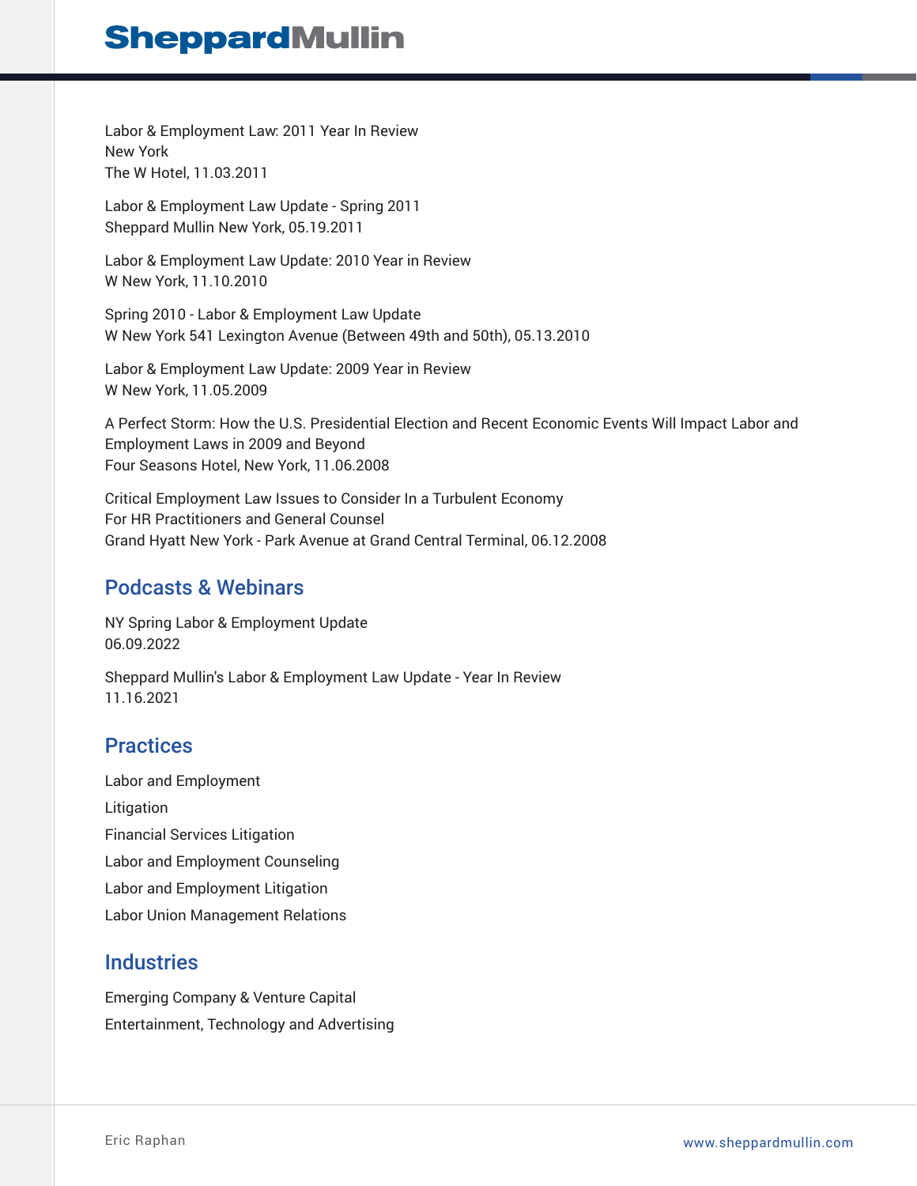Labor & Employment Law: 2011 Year In Review
New York
The W Hotel, 11.03.2011

Labor & Employment Law Update - Spring 2011
Sheppard Mullin New York, 05.19.2011

Labor & Employment Law Update: 2010 Year in Review
W New York, 11.10.2010

Spring 2010 - Labor & Employment Law Update
W New York 541 Lexington Avenue (Between 49th and 50th), 05.13.2010

Labor & Employment Law Update: 2009 Year in Review
W New York, 11.05.2009

A Perfect Storm: How the U.S. Presidential Election and Recent Economic Events Will Impact Labor and Employment Laws in 2009 and Beyond
Four Seasons Hotel, New York, 11.06.2008

Critical Employment Law Issues to Consider In a Turbulent Economy
For HR Practitioners and General Counsel
Grand Hyatt New York - Park Avenue at Grand Central Terminal, 06.12.2008

## Podcasts & Webinars

NY Spring Labor & Employment Update
06.09.2022

Sheppard Mullin's Labor & Employment Law Update - Year In Review
11.16.2021

## Practices

Labor and Employment

Litigation

Financial Services Litigation

Labor and Employment Counseling

Labor and Employment Litigation

Labor Union Management Relations

## Industries

Emerging Company & Venture Capital

Entertainment, Technology and Advertising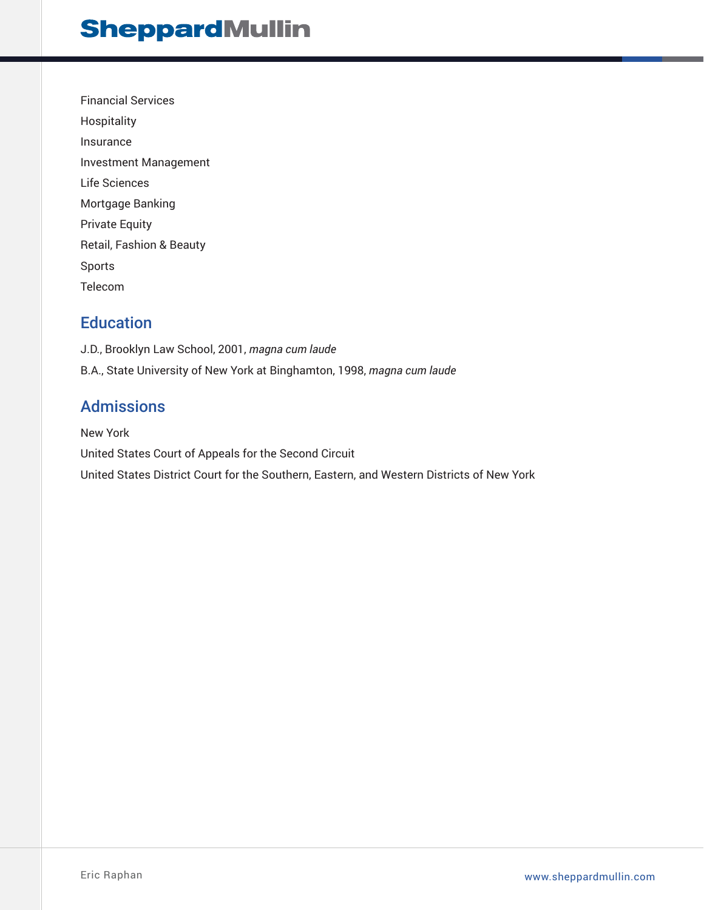Financial Services

Hospitality

Insurance

Investment Management

Life Sciences

Mortgage Banking

Private Equity

Retail, Fashion & Beauty

Sports

Telecom

## Education

J.D., Brooklyn Law School, 2001, *magna cum laude*

B.A., State University of New York at Binghamton, 1998, *magna cum laude*

## Admissions

New York

United States Court of Appeals for the Second Circuit

United States District Court for the Southern, Eastern, and Western Districts of New York